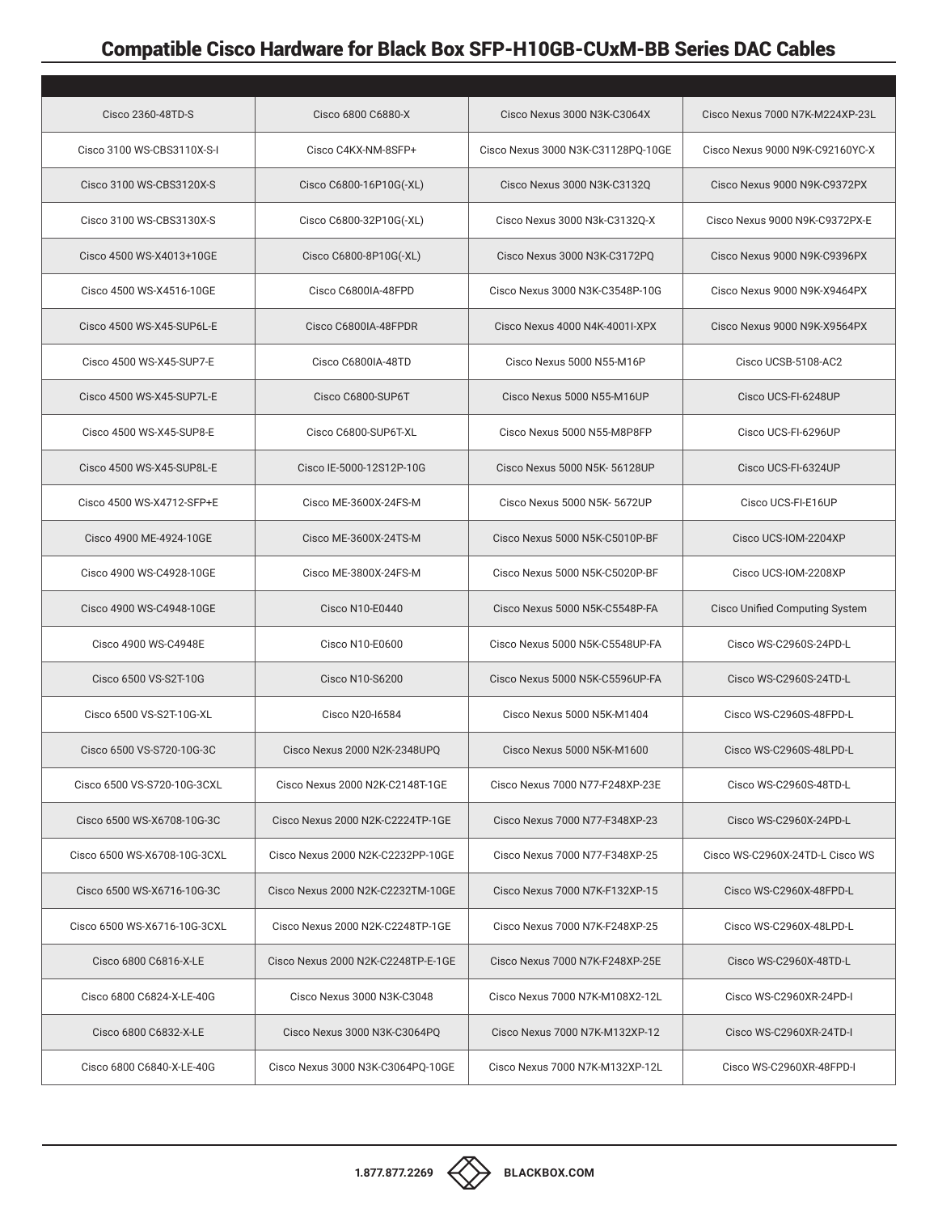# Compatible Cisco Hardware for Black Box SFP-H10GB-CUxM-BB Series DAC Cables

| | | | |
|---|---|---|---|
| Cisco 2360-48TD-S | Cisco 6800 C6880-X | Cisco Nexus 3000 N3K-C3064X | Cisco Nexus 7000 N7K-M224XP-23L |
| Cisco 3100 WS-CBS3110X-S-I | Cisco C4KX-NM-8SFP+ | Cisco Nexus 3000 N3K-C31128PQ-10GE | Cisco Nexus 9000 N9K-C92160YC-X |
| Cisco 3100 WS-CBS3120X-S | Cisco C6800-16P10G(-XL) | Cisco Nexus 3000 N3K-C3132Q | Cisco Nexus 9000 N9K-C9372PX |
| Cisco 3100 WS-CBS3130X-S | Cisco C6800-32P10G(-XL) | Cisco Nexus 3000 N3k-C3132Q-X | Cisco Nexus 9000 N9K-C9372PX-E |
| Cisco 4500 WS-X4013+10GE | Cisco C6800-8P10G(-XL) | Cisco Nexus 3000 N3K-C3172PQ | Cisco Nexus 9000 N9K-C9396PX |
| Cisco 4500 WS-X4516-10GE | Cisco C6800IA-48FPD | Cisco Nexus 3000 N3K-C3548P-10G | Cisco Nexus 9000 N9K-X9464PX |
| Cisco 4500 WS-X45-SUP6L-E | Cisco C6800IA-48FPDR | Cisco Nexus 4000 N4K-4001I-XPX | Cisco Nexus 9000 N9K-X9564PX |
| Cisco 4500 WS-X45-SUP7-E | Cisco C6800IA-48TD | Cisco Nexus 5000 N55-M16P | Cisco UCSB-5108-AC2 |
| Cisco 4500 WS-X45-SUP7L-E | Cisco C6800-SUP6T | Cisco Nexus 5000 N55-M16UP | Cisco UCS-FI-6248UP |
| Cisco 4500 WS-X45-SUP8-E | Cisco C6800-SUP6T-XL | Cisco Nexus 5000 N55-M8P8FP | Cisco UCS-FI-6296UP |
| Cisco 4500 WS-X45-SUP8L-E | Cisco IE-5000-12S12P-10G | Cisco Nexus 5000 N5K- 56128UP | Cisco UCS-FI-6324UP |
| Cisco 4500 WS-X4712-SFP+E | Cisco ME-3600X-24FS-M | Cisco Nexus 5000 N5K- 5672UP | Cisco UCS-FI-E16UP |
| Cisco 4900 ME-4924-10GE | Cisco ME-3600X-24TS-M | Cisco Nexus 5000 N5K-C5010P-BF | Cisco UCS-IOM-2204XP |
| Cisco 4900 WS-C4928-10GE | Cisco ME-3800X-24FS-M | Cisco Nexus 5000 N5K-C5020P-BF | Cisco UCS-IOM-2208XP |
| Cisco 4900 WS-C4948-10GE | Cisco N10-E0440 | Cisco Nexus 5000 N5K-C5548P-FA | Cisco Unified Computing System |
| Cisco 4900 WS-C4948E | Cisco N10-E0600 | Cisco Nexus 5000 N5K-C5548UP-FA | Cisco WS-C2960S-24PD-L |
| Cisco 6500 VS-S2T-10G | Cisco N10-S6200 | Cisco Nexus 5000 N5K-C5596UP-FA | Cisco WS-C2960S-24TD-L |
| Cisco 6500 VS-S2T-10G-XL | Cisco N20-I6584 | Cisco Nexus 5000 N5K-M1404 | Cisco WS-C2960S-48FPD-L |
| Cisco 6500 VS-S720-10G-3C | Cisco Nexus 2000 N2K-2348UPQ | Cisco Nexus 5000 N5K-M1600 | Cisco WS-C2960S-48LPD-L |
| Cisco 6500 VS-S720-10G-3CXL | Cisco Nexus 2000 N2K-C2148T-1GE | Cisco Nexus 7000 N77-F248XP-23E | Cisco WS-C2960S-48TD-L |
| Cisco 6500 WS-X6708-10G-3C | Cisco Nexus 2000 N2K-C2224TP-1GE | Cisco Nexus 7000 N77-F348XP-23 | Cisco WS-C2960X-24PD-L |
| Cisco 6500 WS-X6708-10G-3CXL | Cisco Nexus 2000 N2K-C2232PP-10GE | Cisco Nexus 7000 N77-F348XP-25 | Cisco WS-C2960X-24TD-L Cisco WS |
| Cisco 6500 WS-X6716-10G-3C | Cisco Nexus 2000 N2K-C2232TM-10GE | Cisco Nexus 7000 N7K-F132XP-15 | Cisco WS-C2960X-48FPD-L |
| Cisco 6500 WS-X6716-10G-3CXL | Cisco Nexus 2000 N2K-C2248TP-1GE | Cisco Nexus 7000 N7K-F248XP-25 | Cisco WS-C2960X-48LPD-L |
| Cisco 6800 C6816-X-LE | Cisco Nexus 2000 N2K-C2248TP-E-1GE | Cisco Nexus 7000 N7K-F248XP-25E | Cisco WS-C2960X-48TD-L |
| Cisco 6800 C6824-X-LE-40G | Cisco Nexus 3000 N3K-C3048 | Cisco Nexus 7000 N7K-M108X2-12L | Cisco WS-C2960XR-24PD-I |
| Cisco 6800 C6832-X-LE | Cisco Nexus 3000 N3K-C3064PQ | Cisco Nexus 7000 N7K-M132XP-12 | Cisco WS-C2960XR-24TD-I |
| Cisco 6800 C6840-X-LE-40G | Cisco Nexus 3000 N3K-C3064PQ-10GE | Cisco Nexus 7000 N7K-M132XP-12L | Cisco WS-C2960XR-48FPD-I |

1.877.877.2269 BLACKBOX.COM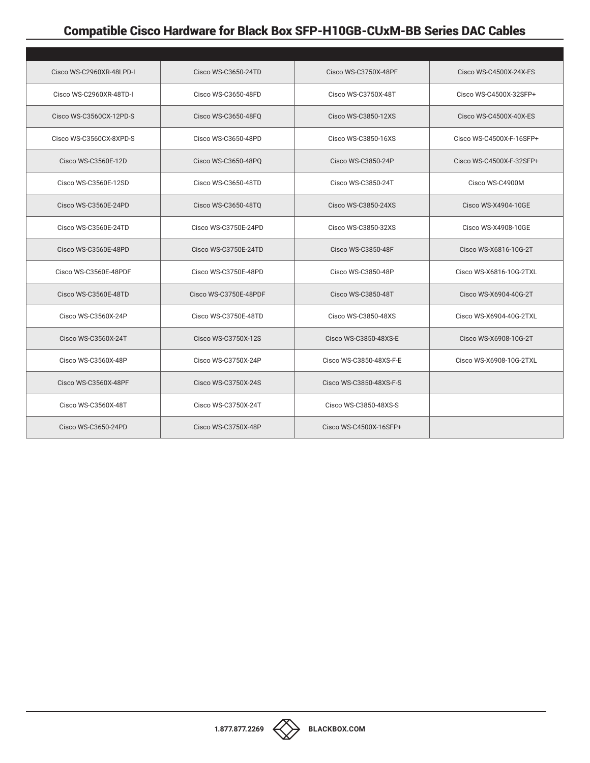## Compatible Cisco Hardware for Black Box SFP-H10GB-CUxM-BB Series DAC Cables

| | | | |
|---|---|---|---|
| Cisco WS-C2960XR-48LPD-I | Cisco WS-C3650-24TD | Cisco WS-C3750X-48PF | Cisco WS-C4500X-24X-ES |
| Cisco WS-C2960XR-48TD-I | Cisco WS-C3650-48FD | Cisco WS-C3750X-48T | Cisco WS-C4500X-32SFP+ |
| Cisco WS-C3560CX-12PD-S | Cisco WS-C3650-48FQ | Cisco WS-C3850-12XS | Cisco WS-C4500X-40X-ES |
| Cisco WS-C3560CX-8XPD-S | Cisco WS-C3650-48PD | Cisco WS-C3850-16XS | Cisco WS-C4500X-F-16SFP+ |
| Cisco WS-C3560E-12D | Cisco WS-C3650-48PQ | Cisco WS-C3850-24P | Cisco WS-C4500X-F-32SFP+ |
| Cisco WS-C3560E-12SD | Cisco WS-C3650-48TD | Cisco WS-C3850-24T | Cisco WS-C4900M |
| Cisco WS-C3560E-24PD | Cisco WS-C3650-48TQ | Cisco WS-C3850-24XS | Cisco WS-X4904-10GE |
| Cisco WS-C3560E-24TD | Cisco WS-C3750E-24PD | Cisco WS-C3850-32XS | Cisco WS-X4908-10GE |
| Cisco WS-C3560E-48PD | Cisco WS-C3750E-24TD | Cisco WS-C3850-48F | Cisco WS-X6816-10G-2T |
| Cisco WS-C3560E-48PDF | Cisco WS-C3750E-48PD | Cisco WS-C3850-48P | Cisco WS-X6816-10G-2TXL |
| Cisco WS-C3560E-48TD | Cisco WS-C3750E-48PDF | Cisco WS-C3850-48T | Cisco WS-X6904-40G-2T |
| Cisco WS-C3560X-24P | Cisco WS-C3750E-48TD | Cisco WS-C3850-48XS | Cisco WS-X6904-40G-2TXL |
| Cisco WS-C3560X-24T | Cisco WS-C3750X-12S | Cisco WS-C3850-48XS-E | Cisco WS-X6908-10G-2T |
| Cisco WS-C3560X-48P | Cisco WS-C3750X-24P | Cisco WS-C3850-48XS-F-E | Cisco WS-X6908-10G-2TXL |
| Cisco WS-C3560X-48PF | Cisco WS-C3750X-24S | Cisco WS-C3850-48XS-F-S | |
| Cisco WS-C3560X-48T | Cisco WS-C3750X-24T | Cisco WS-C3850-48XS-S | |
| Cisco WS-C3650-24PD | Cisco WS-C3750X-48P | Cisco WS-C4500X-16SFP+ | |

1.877.877.2269 BLACKBOX.COM